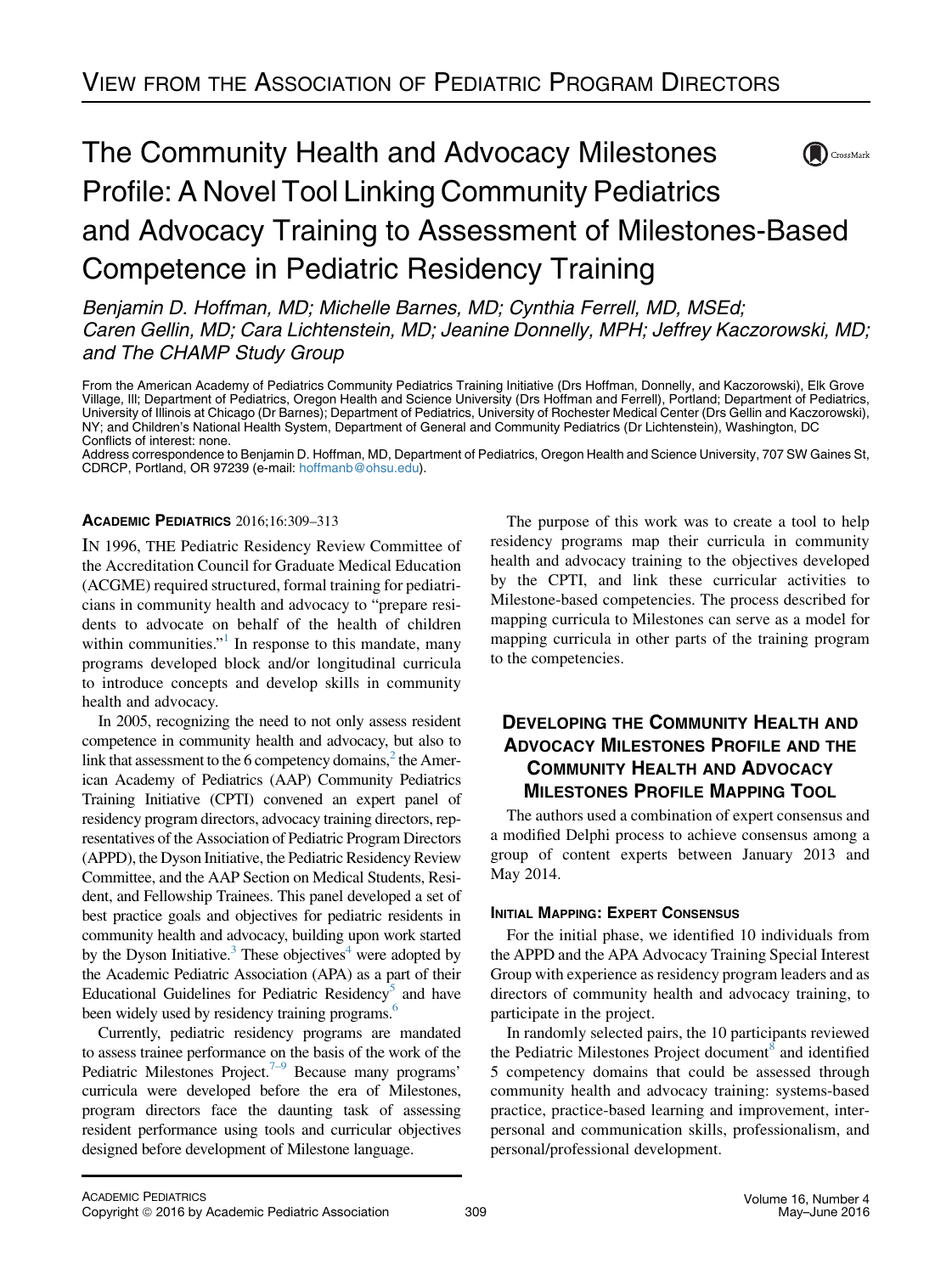# View from the Association of Pediatric Program Directors

# The Community Health and Advocacy Milestones Profile: A Novel Tool Linking Community Pediatrics and Advocacy Training to Assessment of Milestones-Based Competence in Pediatric Residency Training

*Benjamin D. Hoffman, MD; Michelle Barnes, MD; Cynthia Ferrell, MD, MSEd; Caren Gellin, MD; Cara Lichtenstein, MD; Jeanine Donnelly, MPH; Jeffrey Kaczorowski, MD; and The CHAMP Study Group*

From the American Academy of Pediatrics Community Pediatrics Training Initiative (Drs Hoffman, Donnelly, and Kaczorowski), Elk Grove Village, Ill; Department of Pediatrics, Oregon Health and Science University (Drs Hoffman and Ferrell), Portland; Department of Pediatrics, University of Illinois at Chicago (Dr Barnes); Department of Pediatrics, University of Rochester Medical Center (Drs Gellin and Kaczorowski), NY; and Children's National Health System, Department of General and Community Pediatrics (Dr Lichtenstein), Washington, DC

Conflicts of interest: none.

Address correspondence to Benjamin D. Hoffman, MD, Department of Pediatrics, Oregon Health and Science University, 707 SW Gaines St, CDRCP, Portland, OR 97239 (e-mail: hoffmanb@ohsu.edu).

**Academic Pediatrics** 2016;16:309–313

In 1996, the Pediatric Residency Review Committee of the Accreditation Council for Graduate Medical Education (ACGME) required structured, formal training for pediatricians in community health and advocacy to "prepare residents to advocate on behalf of the health of children within communities."[1] In response to this mandate, many programs developed block and/or longitudinal curricula to introduce concepts and develop skills in community health and advocacy.

In 2005, recognizing the need to not only assess resident competence in community health and advocacy, but also to link that assessment to the 6 competency domains,[2] the American Academy of Pediatrics (AAP) Community Pediatrics Training Initiative (CPTI) convened an expert panel of residency program directors, advocacy training directors, representatives of the Association of Pediatric Program Directors (APPD), the Dyson Initiative, the Pediatric Residency Review Committee, and the AAP Section on Medical Students, Resident, and Fellowship Trainees. This panel developed a set of best practice goals and objectives for pediatric residents in community health and advocacy, building upon work started by the Dyson Initiative.[3] These objectives[4] were adopted by the Academic Pediatric Association (APA) as a part of their Educational Guidelines for Pediatric Residency[5] and have been widely used by residency training programs.[6]

Currently, pediatric residency programs are mandated to assess trainee performance on the basis of the work of the Pediatric Milestones Project.[7–9] Because many programs' curricula were developed before the era of Milestones, program directors face the daunting task of assessing resident performance using tools and curricular objectives designed before development of Milestone language.

The purpose of this work was to create a tool to help residency programs map their curricula in community health and advocacy training to the objectives developed by the CPTI, and link these curricular activities to Milestone-based competencies. The process described for mapping curricula to Milestones can serve as a model for mapping curricula in other parts of the training program to the competencies.

## Developing the Community Health and Advocacy Milestones Profile and the Community Health and Advocacy Milestones Profile Mapping Tool

The authors used a combination of expert consensus and a modified Delphi process to achieve consensus among a group of content experts between January 2013 and May 2014.

### Initial Mapping: Expert Consensus

For the initial phase, we identified 10 individuals from the APPD and the APA Advocacy Training Special Interest Group with experience as residency program leaders and as directors of community health and advocacy training, to participate in the project.

In randomly selected pairs, the 10 participants reviewed the Pediatric Milestones Project document[8] and identified 5 competency domains that could be assessed through community health and advocacy training: systems-based practice, practice-based learning and improvement, interpersonal and communication skills, professionalism, and personal/professional development.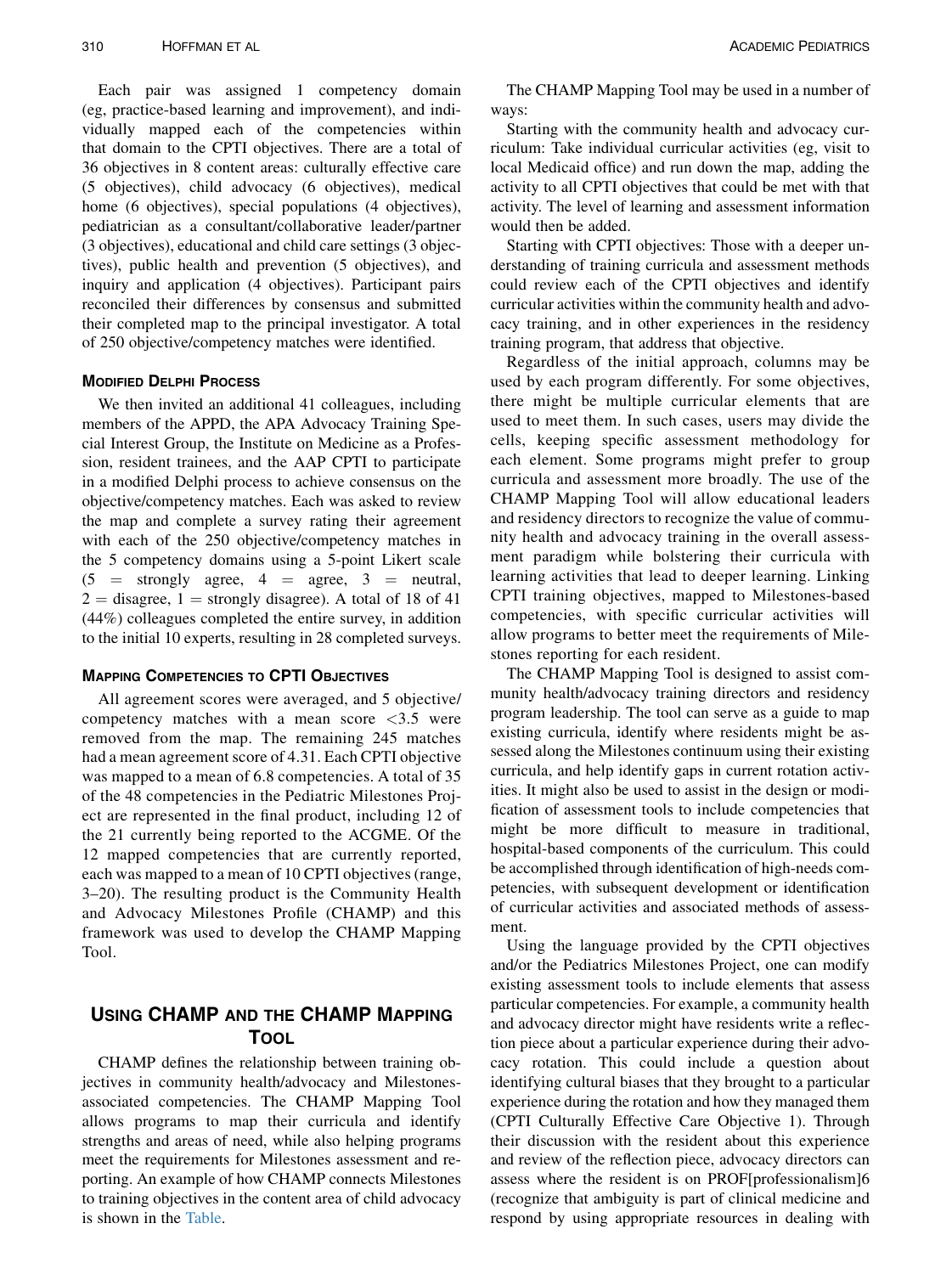Each pair was assigned 1 competency domain (eg, practice-based learning and improvement), and individually mapped each of the competencies within that domain to the CPTI objectives. There are a total of 36 objectives in 8 content areas: culturally effective care (5 objectives), child advocacy (6 objectives), medical home (6 objectives), special populations (4 objectives), pediatrician as a consultant/collaborative leader/partner (3 objectives), educational and child care settings (3 objectives), public health and prevention (5 objectives), and inquiry and application (4 objectives). Participant pairs reconciled their differences by consensus and submitted their completed map to the principal investigator. A total of 250 objective/competency matches were identified.

### Modified Delphi Process

We then invited an additional 41 colleagues, including members of the APPD, the APA Advocacy Training Special Interest Group, the Institute on Medicine as a Profession, resident trainees, and the AAP CPTI to participate in a modified Delphi process to achieve consensus on the objective/competency matches. Each was asked to review the map and complete a survey rating their agreement with each of the 250 objective/competency matches in the 5 competency domains using a 5-point Likert scale (5 = strongly agree, 4 = agree, 3 = neutral, 2 = disagree, 1 = strongly disagree). A total of 18 of 41 (44%) colleagues completed the entire survey, in addition to the initial 10 experts, resulting in 28 completed surveys.

### Mapping Competencies to CPTI Objectives

All agreement scores were averaged, and 5 objective/competency matches with a mean score <3.5 were removed from the map. The remaining 245 matches had a mean agreement score of 4.31. Each CPTI objective was mapped to a mean of 6.8 competencies. A total of 35 of the 48 competencies in the Pediatric Milestones Project are represented in the final product, including 12 of the 21 currently being reported to the ACGME. Of the 12 mapped competencies that are currently reported, each was mapped to a mean of 10 CPTI objectives (range, 3–20). The resulting product is the Community Health and Advocacy Milestones Profile (CHAMP) and this framework was used to develop the CHAMP Mapping Tool.

## Using CHAMP and the CHAMP Mapping Tool

CHAMP defines the relationship between training objectives in community health/advocacy and Milestones-associated competencies. The CHAMP Mapping Tool allows programs to map their curricula and identify strengths and areas of need, while also helping programs meet the requirements for Milestones assessment and reporting. An example of how CHAMP connects Milestones to training objectives in the content area of child advocacy is shown in the Table.

The CHAMP Mapping Tool may be used in a number of ways:

Starting with the community health and advocacy curriculum: Take individual curricular activities (eg, visit to local Medicaid office) and run down the map, adding the activity to all CPTI objectives that could be met with that activity. The level of learning and assessment information would then be added.

Starting with CPTI objectives: Those with a deeper understanding of training curricula and assessment methods could review each of the CPTI objectives and identify curricular activities within the community health and advocacy training, and in other experiences in the residency training program, that address that objective.

Regardless of the initial approach, columns may be used by each program differently. For some objectives, there might be multiple curricular elements that are used to meet them. In such cases, users may divide the cells, keeping specific assessment methodology for each element. Some programs might prefer to group curricula and assessment more broadly. The use of the CHAMP Mapping Tool will allow educational leaders and residency directors to recognize the value of community health and advocacy training in the overall assessment paradigm while bolstering their curricula with learning activities that lead to deeper learning. Linking CPTI training objectives, mapped to Milestones-based competencies, with specific curricular activities will allow programs to better meet the requirements of Milestones reporting for each resident.

The CHAMP Mapping Tool is designed to assist community health/advocacy training directors and residency program leadership. The tool can serve as a guide to map existing curricula, identify where residents might be assessed along the Milestones continuum using their existing curricula, and help identify gaps in current rotation activities. It might also be used to assist in the design or modification of assessment tools to include competencies that might be more difficult to measure in traditional, hospital-based components of the curriculum. This could be accomplished through identification of high-needs competencies, with subsequent development or identification of curricular activities and associated methods of assessment.

Using the language provided by the CPTI objectives and/or the Pediatrics Milestones Project, one can modify existing assessment tools to include elements that assess particular competencies. For example, a community health and advocacy director might have residents write a reflection piece about a particular experience during their advocacy rotation. This could include a question about identifying cultural biases that they brought to a particular experience during the rotation and how they managed them (CPTI Culturally Effective Care Objective 1). Through their discussion with the resident about this experience and review of the reflection piece, advocacy directors can assess where the resident is on PROF[professionalism]6 (recognize that ambiguity is part of clinical medicine and respond by using appropriate resources in dealing with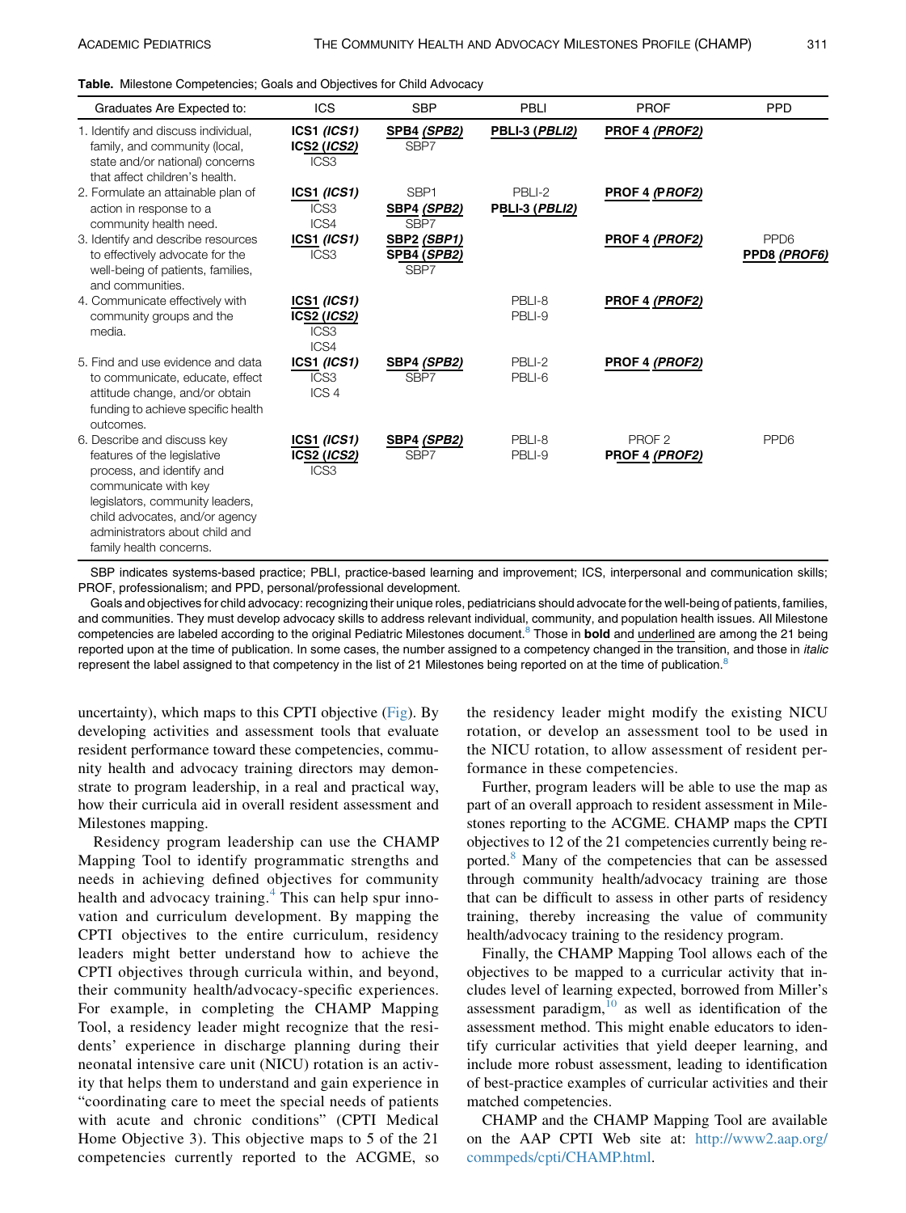**Table.** Milestone Competencies; Goals and Objectives for Child Advocacy

| Graduates Are Expected to: | ICS | SBP | PBLI | PROF | PPD |
|---|---|---|---|---|---|
| 1. Identify and discuss individual, family, and community (local, state and/or national) concerns that affect children's health. | <u>**ICS1**</u> ***(ICS1)***<br><u>**ICS2**</u> ***(<u>ICS2</u>)***<br>ICS3 | <u>**SBP4**</u> ***(<u>SPB2</u>)***<br>SBP7 | <u>**PBLI-3**</u> ***(<u>PBLI2</u>)*** | <u>**PROF 4**</u> ***(<u>PROF2</u>)*** | |
| 2. Formulate an attainable plan of action in response to a community health need. | <u>**ICS1**</u> ***(ICS1)***<br>ICS3<br>ICS4 | SBP1<br><u>**SBP4**</u> ***(<u>SPB2</u>)***<br>SBP7 | PBLI-2<br><u>**PBLI-3**</u> ***(<u>PBLI2</u>)*** | <u>**PROF 4**</u> ***(<u>PROF2</u>)*** | |
| 3. Identify and describe resources to effectively advocate for the well-being of patients, families, and communities. | <u>**ICS1**</u> ***(ICS1)***<br>ICS3 | <u>**SBP2**</u> ***(<u>SBP1</u>)***<br><u>**SPB4**</u> ***(<u>SPB2</u>)***<br>SBP7 | | <u>**PROF 4**</u> ***(<u>PROF2</u>)*** | PPD6<br><u>**PPD8**</u> ***(<u>PROF6</u>)*** |
| 4. Communicate effectively with community groups and the media. | <u>**ICS1**</u> ***(ICS1)***<br><u>**ICS2**</u> ***(<u>ICS2</u>)***<br>ICS3<br>ICS4 | | PBLI-8<br>PBLI-9 | <u>**PROF 4**</u> ***(<u>PROF2</u>)*** | |
| 5. Find and use evidence and data to communicate, educate, effect attitude change, and/or obtain funding to achieve specific health outcomes. | <u>**ICS1**</u> ***(ICS1)***<br>ICS3<br>ICS 4 | <u>**SBP4**</u> ***(<u>SPB2</u>)***<br>SBP7 | PBLI-2<br>PBLI-6 | <u>**PROF 4**</u> ***(<u>PROF2</u>)*** | |
| 6. Describe and discuss key features of the legislative process, and identify and communicate with key legislators, community leaders, child advocates, and/or agency administrators about child and family health concerns. | <u>**ICS1**</u> ***(ICS1)***<br><u>**ICS2**</u> ***(<u>ICS2</u>)***<br>ICS3 | <u>**SBP4**</u> ***(<u>SPB2</u>)***<br>SBP7 | PBLI-8<br>PBLI-9 | PROF 2<br><u>**PROF 4**</u> ***(<u>PROF2</u>)*** | PPD6 |

SBP indicates systems-based practice; PBLI, practice-based learning and improvement; ICS, interpersonal and communication skills; PROF, professionalism; and PPD, personal/professional development.

Goals and objectives for child advocacy: recognizing their unique roles, pediatricians should advocate for the well-being of patients, families, and communities. They must develop advocacy skills to address relevant individual, community, and population health issues. All Milestone competencies are labeled according to the original Pediatric Milestones document.[8] Those in **bold** and <u>underlined</u> are among the 21 being reported upon at the time of publication. In some cases, the number assigned to a competency changed in the transition, and those in *italic* represent the label assigned to that competency in the list of 21 Milestones being reported on at the time of publication.[8]

uncertainty), which maps to this CPTI objective (Fig). By developing activities and assessment tools that evaluate resident performance toward these competencies, community health and advocacy training directors may demonstrate to program leadership, in a real and practical way, how their curricula aid in overall resident assessment and Milestones mapping.

Residency program leadership can use the CHAMP Mapping Tool to identify programmatic strengths and needs in achieving defined objectives for community health and advocacy training.[4] This can help spur innovation and curriculum development. By mapping the CPTI objectives to the entire curriculum, residency leaders might better understand how to achieve the CPTI objectives through curricula within, and beyond, their community health/advocacy-specific experiences. For example, in completing the CHAMP Mapping Tool, a residency leader might recognize that the residents' experience in discharge planning during their neonatal intensive care unit (NICU) rotation is an activity that helps them to understand and gain experience in "coordinating care to meet the special needs of patients with acute and chronic conditions" (CPTI Medical Home Objective 3). This objective maps to 5 of the 21 competencies currently reported to the ACGME, so the residency leader might modify the existing NICU rotation, or develop an assessment tool to be used in the NICU rotation, to allow assessment of resident performance in these competencies.

Further, program leaders will be able to use the map as part of an overall approach to resident assessment in Milestones reporting to the ACGME. CHAMP maps the CPTI objectives to 12 of the 21 competencies currently being reported.[8] Many of the competencies that can be assessed through community health/advocacy training are those that can be difficult to assess in other parts of residency training, thereby increasing the value of community health/advocacy training to the residency program.

Finally, the CHAMP Mapping Tool allows each of the objectives to be mapped to a curricular activity that includes level of learning expected, borrowed from Miller's assessment paradigm,[10] as well as identification of the assessment method. This might enable educators to identify curricular activities that yield deeper learning, and include more robust assessment, leading to identification of best-practice examples of curricular activities and their matched competencies.

CHAMP and the CHAMP Mapping Tool are available on the AAP CPTI Web site at: http://www2.aap.org/commpeds/cpti/CHAMP.html.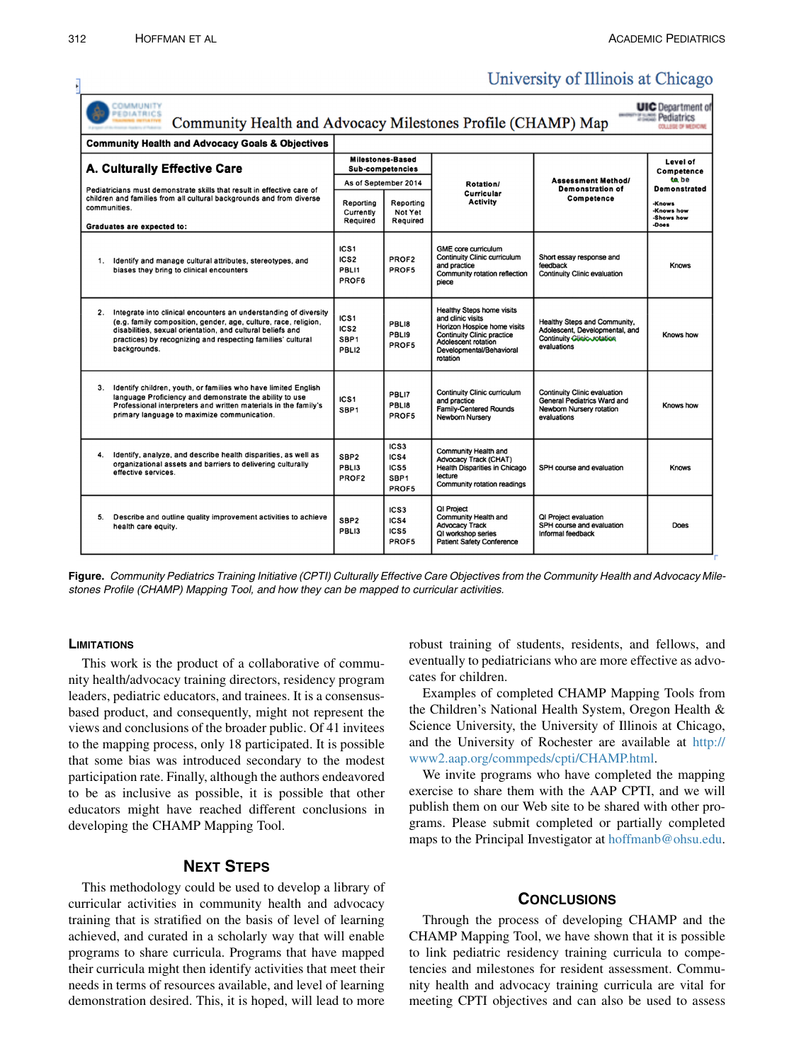University of Illinois at Chicago

**Community Health and Advocacy Milestones Profile (CHAMP) Map**

| **Community Health and Advocacy Goals & Objectives** | | | | | |
|---|---|---|---|---|---|
| **A. Culturally Effective Care** Pediatricians must demonstrate skills that result in effective care of children and families from all cultural backgrounds and from diverse communities. **Graduates are expected to:** | **Milestones-Based Sub-competencies** As of September 2014 — Reporting Currently Required | Reporting Not Yet Required | **Rotation/ Curricular Activity** | **Assessment Method/ Demonstration of Competence** | **Level of Competence to be Demonstrated** -Knows -Knows how -Shows how -Does |
| 1. Identify and manage cultural attributes, stereotypes, and biases they bring to clinical encounters | ICS1 ICS2 PBLI1 PROF6 | PROF2 PROF5 | GME core curriculum Continuity Clinic curriculum and practice Community rotation reflection piece | Short essay response and feedback Continuity Clinic evaluation | Knows |
| 2. Integrate into clinical encounters an understanding of diversity (e.g. family composition, gender, age, culture, race, religion, disabilities, sexual orientation, and cultural beliefs and practices) by recognizing and respecting families' cultural backgrounds. | ICS1 ICS2 SBP1 PBLI2 | PBLI8 PBLI9 PROF5 | Healthy Steps home visits and clinic visits Horizon Hospice home visits Continuity Clinic practice Adolescent rotation Developmental/Behavioral rotation | Healthy Steps and Community, Adolescent, Developmental, and Continuity Clinic rotation evaluations | Knows how |
| 3. Identify children, youth, or families who have limited English language Proficiency and demonstrate the ability to use Professional interpreters and written materials in the family's primary language to maximize communication. | ICS1 SBP1 | PBLI7 PBLI8 PROF5 | Continuity Clinic curriculum and practice Family-Centered Rounds Newborn Nursery | Continuity Clinic evaluation General Pediatrics Ward and Newborn Nursery rotation evaluations | Knows how |
| 4. Identify, analyze, and describe health disparities, as well as organizational assets and barriers to delivering culturally effective services. | SBP2 PBLI3 PROF2 | ICS3 ICS4 ICS5 SBP1 PROF5 | Community Health and Advocacy Track (CHAT) Health Disparities in Chicago lecture Community rotation readings | SPH course and evaluation | Knows |
| 5. Describe and outline quality improvement activities to achieve health care equity. | SBP2 PBLI3 | ICS3 ICS4 ICS5 PROF5 | QI Project Community Health and Advocacy Track QI workshop series Patient Safety Conference | QI Project evaluation SPH course and evaluation Informal feedback | Does |

**Figure.** *Community Pediatrics Training Initiative (CPTI) Culturally Effective Care Objectives from the Community Health and Advocacy Milestones Profile (CHAMP) Mapping Tool, and how they can be mapped to curricular activities.*

## Limitations

This work is the product of a collaborative of community health/advocacy training directors, residency program leaders, pediatric educators, and trainees. It is a consensus-based product, and consequently, might not represent the views and conclusions of the broader public. Of 41 invitees to the mapping process, only 18 participated. It is possible that some bias was introduced secondary to the modest participation rate. Finally, although the authors endeavored to be as inclusive as possible, it is possible that other educators might have reached different conclusions in developing the CHAMP Mapping Tool.

## Next Steps

This methodology could be used to develop a library of curricular activities in community health and advocacy training that is stratified on the basis of level of learning achieved, and curated in a scholarly way that will enable programs to share curricula. Programs that have mapped their curricula might then identify activities that meet their needs in terms of resources available, and level of learning demonstration desired. This, it is hoped, will lead to more robust training of students, residents, and fellows, and eventually to pediatricians who are more effective as advocates for children.

Examples of completed CHAMP Mapping Tools from the Children's National Health System, Oregon Health & Science University, the University of Illinois at Chicago, and the University of Rochester are available at http://www2.aap.org/commpeds/cpti/CHAMP.html.

We invite programs who have completed the mapping exercise to share them with the AAP CPTI, and we will publish them on our Web site to be shared with other programs. Please submit completed or partially completed maps to the Principal Investigator at hoffmanb@ohsu.edu.

## Conclusions

Through the process of developing CHAMP and the CHAMP Mapping Tool, we have shown that it is possible to link pediatric residency training curricula to competencies and milestones for resident assessment. Community health and advocacy training curricula are vital for meeting CPTI objectives and can also be used to assess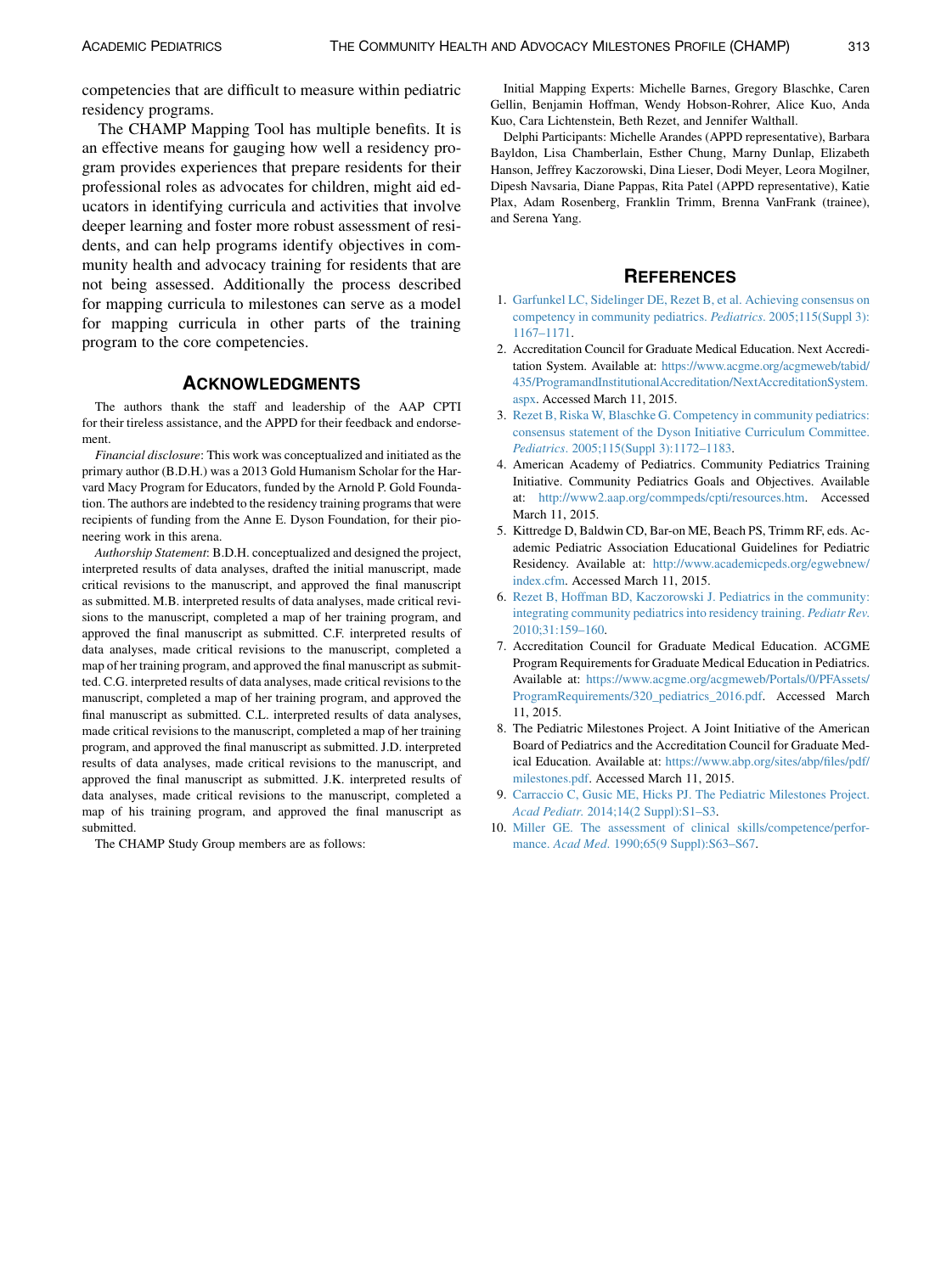competencies that are difficult to measure within pediatric residency programs.

The CHAMP Mapping Tool has multiple benefits. It is an effective means for gauging how well a residency program provides experiences that prepare residents for their professional roles as advocates for children, might aid educators in identifying curricula and activities that involve deeper learning and foster more robust assessment of residents, and can help programs identify objectives in community health and advocacy training for residents that are not being assessed. Additionally the process described for mapping curricula to milestones can serve as a model for mapping curricula in other parts of the training program to the core competencies.

## Acknowledgments

The authors thank the staff and leadership of the AAP CPTI for their tireless assistance, and the APPD for their feedback and endorsement.

*Financial disclosure*: This work was conceptualized and initiated as the primary author (B.D.H.) was a 2013 Gold Humanism Scholar for the Harvard Macy Program for Educators, funded by the Arnold P. Gold Foundation. The authors are indebted to the residency training programs that were recipients of funding from the Anne E. Dyson Foundation, for their pioneering work in this arena.

*Authorship Statement*: B.D.H. conceptualized and designed the project, interpreted results of data analyses, drafted the initial manuscript, made critical revisions to the manuscript, and approved the final manuscript as submitted. M.B. interpreted results of data analyses, made critical revisions to the manuscript, completed a map of her training program, and approved the final manuscript as submitted. C.F. interpreted results of data analyses, made critical revisions to the manuscript, completed a map of her training program, and approved the final manuscript as submitted. C.G. interpreted results of data analyses, made critical revisions to the manuscript, completed a map of her training program, and approved the final manuscript as submitted. C.L. interpreted results of data analyses, made critical revisions to the manuscript, completed a map of her training program, and approved the final manuscript as submitted. J.D. interpreted results of data analyses, made critical revisions to the manuscript, and approved the final manuscript as submitted. J.K. interpreted results of data analyses, made critical revisions to the manuscript, completed a map of his training program, and approved the final manuscript as submitted.

The CHAMP Study Group members are as follows:

Initial Mapping Experts: Michelle Barnes, Gregory Blaschke, Caren Gellin, Benjamin Hoffman, Wendy Hobson-Rohrer, Alice Kuo, Anda Kuo, Cara Lichtenstein, Beth Rezet, and Jennifer Walthall.

Delphi Participants: Michelle Arandes (APPD representative), Barbara Bayldon, Lisa Chamberlain, Esther Chung, Marny Dunlap, Elizabeth Hanson, Jeffrey Kaczorowski, Dina Lieser, Dodi Meyer, Leora Mogilner, Dipesh Navsaria, Diane Pappas, Rita Patel (APPD representative), Katie Plax, Adam Rosenberg, Franklin Trimm, Brenna VanFrank (trainee), and Serena Yang.

## References

1. Garfunkel LC, Sidelinger DE, Rezet B, et al. Achieving consensus on competency in community pediatrics. *Pediatrics*. 2005;115(Suppl 3):1167–1171.
2. Accreditation Council for Graduate Medical Education. Next Accreditation System. Available at: https://www.acgme.org/acgmeweb/tabid/435/ProgramandInstitutionalAccreditation/NextAccreditationSystem.aspx. Accessed March 11, 2015.
3. Rezet B, Riska W, Blaschke G. Competency in community pediatrics: consensus statement of the Dyson Initiative Curriculum Committee. *Pediatrics*. 2005;115(Suppl 3):1172–1183.
4. American Academy of Pediatrics. Community Pediatrics Training Initiative. Community Pediatrics Goals and Objectives. Available at: http://www2.aap.org/commpeds/cpti/resources.htm. Accessed March 11, 2015.
5. Kittredge D, Baldwin CD, Bar-on ME, Beach PS, Trimm RF, eds. Academic Pediatric Association Educational Guidelines for Pediatric Residency. Available at: http://www.academicpeds.org/egwebnew/index.cfm. Accessed March 11, 2015.
6. Rezet B, Hoffman BD, Kaczorowski J. Pediatrics in the community: integrating community pediatrics into residency training. *Pediatr Rev*. 2010;31:159–160.
7. Accreditation Council for Graduate Medical Education. ACGME Program Requirements for Graduate Medical Education in Pediatrics. Available at: https://www.acgme.org/acgmeweb/Portals/0/PFAssets/ProgramRequirements/320_pediatrics_2016.pdf. Accessed March 11, 2015.
8. The Pediatric Milestones Project. A Joint Initiative of the American Board of Pediatrics and the Accreditation Council for Graduate Medical Education. Available at: https://www.abp.org/sites/abp/files/pdf/milestones.pdf. Accessed March 11, 2015.
9. Carraccio C, Gusic ME, Hicks PJ. The Pediatric Milestones Project. *Acad Pediatr*. 2014;14(2 Suppl):S1–S3.
10. Miller GE. The assessment of clinical skills/competence/performance. *Acad Med*. 1990;65(9 Suppl):S63–S67.